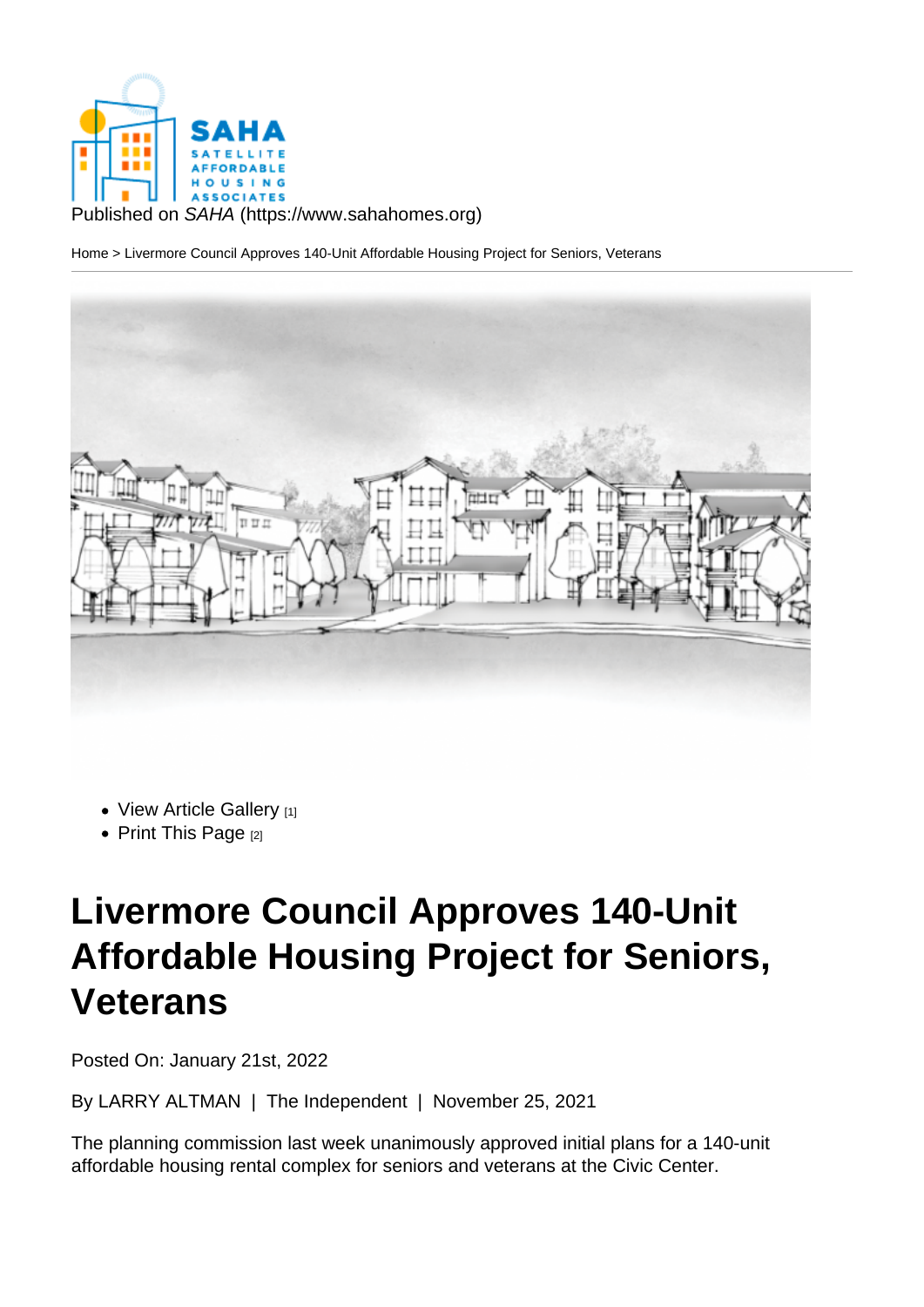Published on *SAHA* (https://www.sahahomes.org)

Home > Livermore Council Approves 140-Unit Affordable Housing Project for Seniors, Veterans

- View Article Gallery [1]
- Print This Page [2]

# Livermore Council Approves 140-Unit Affordable Housing Project for Seniors, Veterans

Posted On: January 21st, 2022

By LARRY ALTMAN | The Independent | November 25, 2021

The planning commission last week unanimously approved initial plans for a 140-unit affordable housing rental complex for seniors and veterans at the Civic Center.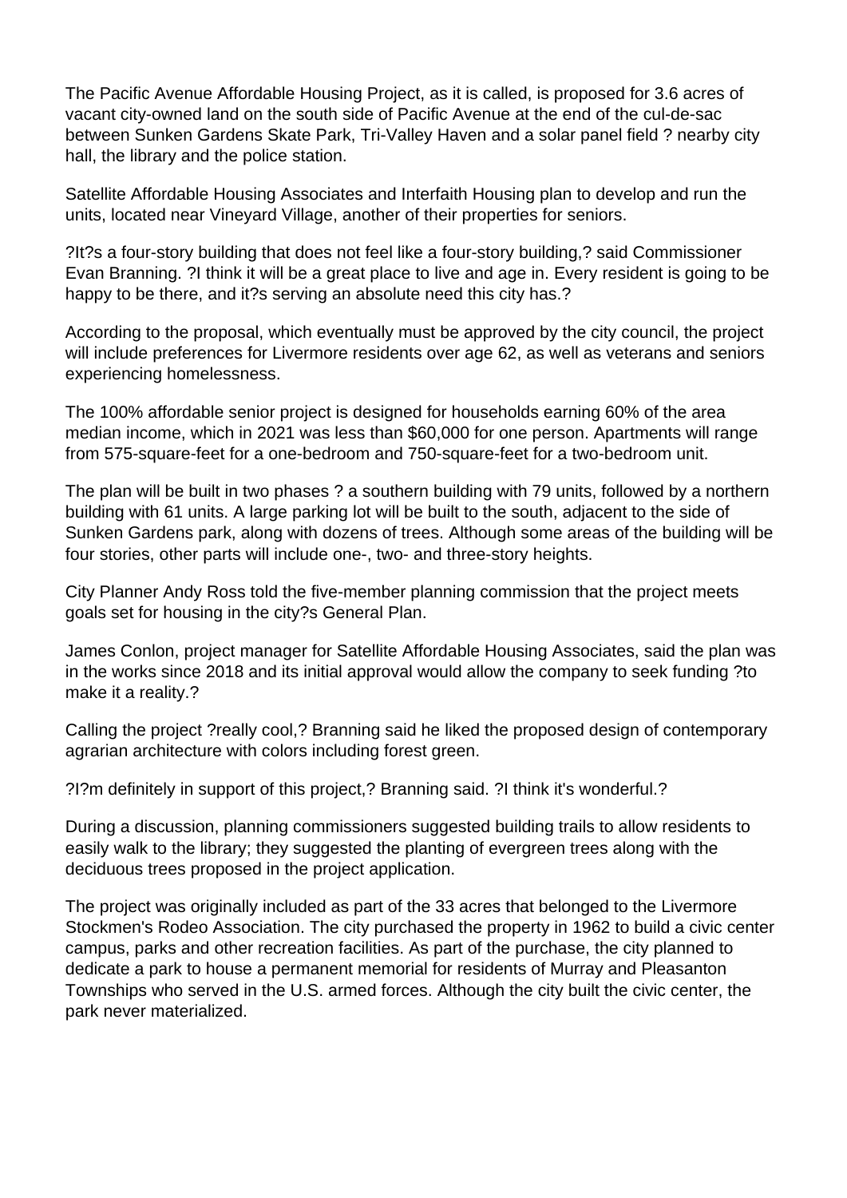The Pacific Avenue Affordable Housing Project, as it is called, is proposed for 3.6 acres of vacant city-owned land on the south side of Pacific Avenue at the end of the cul-de-sac between Sunken Gardens Skate Park, Tri-Valley Haven and a solar panel field ? nearby city hall, the library and the police station.

Satellite Affordable Housing Associates and Interfaith Housing plan to develop and run the units, located near Vineyard Village, another of their properties for seniors.

?It?s a four-story building that does not feel like a four-story building,? said Commissioner Evan Branning. ?I think it will be a great place to live and age in. Every resident is going to be happy to be there, and it?s serving an absolute need this city has.?

According to the proposal, which eventually must be approved by the city council, the project will include preferences for Livermore residents over age 62, as well as veterans and seniors experiencing homelessness.

The 100% affordable senior project is designed for households earning 60% of the area median income, which in 2021 was less than $60,000 for one person. Apartments will range from 575-square-feet for a one-bedroom and 750-square-feet for a two-bedroom unit.

The plan will be built in two phases ? a southern building with 79 units, followed by a northern building with 61 units. A large parking lot will be built to the south, adjacent to the side of Sunken Gardens park, along with dozens of trees. Although some areas of the building will be four stories, other parts will include one-, two- and three-story heights.

City Planner Andy Ross told the five-member planning commission that the project meets goals set for housing in the city?s General Plan.

James Conlon, project manager for Satellite Affordable Housing Associates, said the plan was in the works since 2018 and its initial approval would allow the company to seek funding ?to make it a reality.?

Calling the project ?really cool,? Branning said he liked the proposed design of contemporary agrarian architecture with colors including forest green.

?I?m definitely in support of this project,? Branning said. ?I think it's wonderful.?

During a discussion, planning commissioners suggested building trails to allow residents to easily walk to the library; they suggested the planting of evergreen trees along with the deciduous trees proposed in the project application.

The project was originally included as part of the 33 acres that belonged to the Livermore Stockmen's Rodeo Association. The city purchased the property in 1962 to build a civic center campus, parks and other recreation facilities. As part of the purchase, the city planned to dedicate a park to house a permanent memorial for residents of Murray and Pleasanton Townships who served in the U.S. armed forces. Although the city built the civic center, the park never materialized.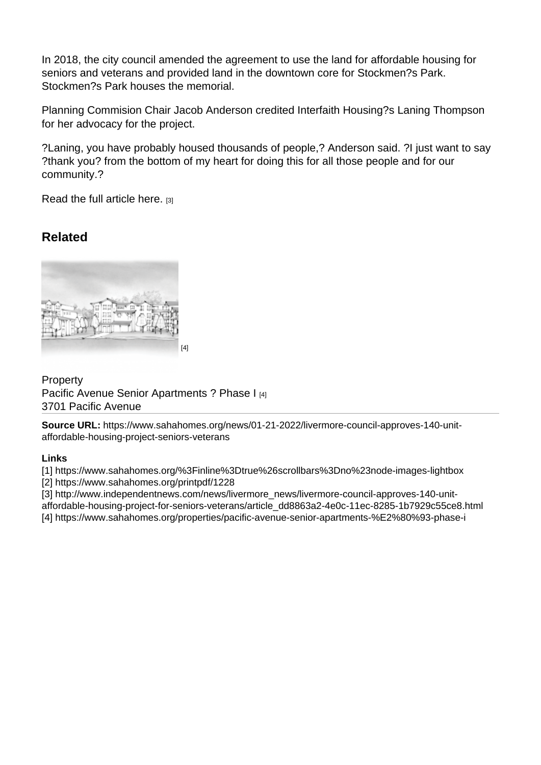In 2018, the city council amended the agreement to use the land for affordable housing for seniors and veterans and provided land in the downtown core for Stockmen?s Park. Stockmen?s Park houses the memorial.

Planning Commision Chair Jacob Anderson credited Interfaith Housing?s Laning Thompson for her advocacy for the project.

?Laning, you have probably housed thousands of people,? Anderson said. ?I just want to say ?thank you? from the bottom of my heart for doing this for all those people and for our community.?

Read the full article here. [3]

## Related

[4]

Property
Pacific Avenue Senior Apartments ? Phase I [4]
3701 Pacific Avenue

**Source URL:** https://www.sahahomes.org/news/01-21-2022/livermore-council-approves-140-unit-affordable-housing-project-seniors-veterans

**Links**
[1] https://www.sahahomes.org/%3Finline%3Dtrue%26scrollbars%3Dno%23node-images-lightbox
[2] https://www.sahahomes.org/printpdf/1228
[3] http://www.independentnews.com/news/livermore_news/livermore-council-approves-140-unit-affordable-housing-project-for-seniors-veterans/article_dd8863a2-4e0c-11ec-8285-1b7929c55ce8.html
[4] https://www.sahahomes.org/properties/pacific-avenue-senior-apartments-%E2%80%93-phase-i